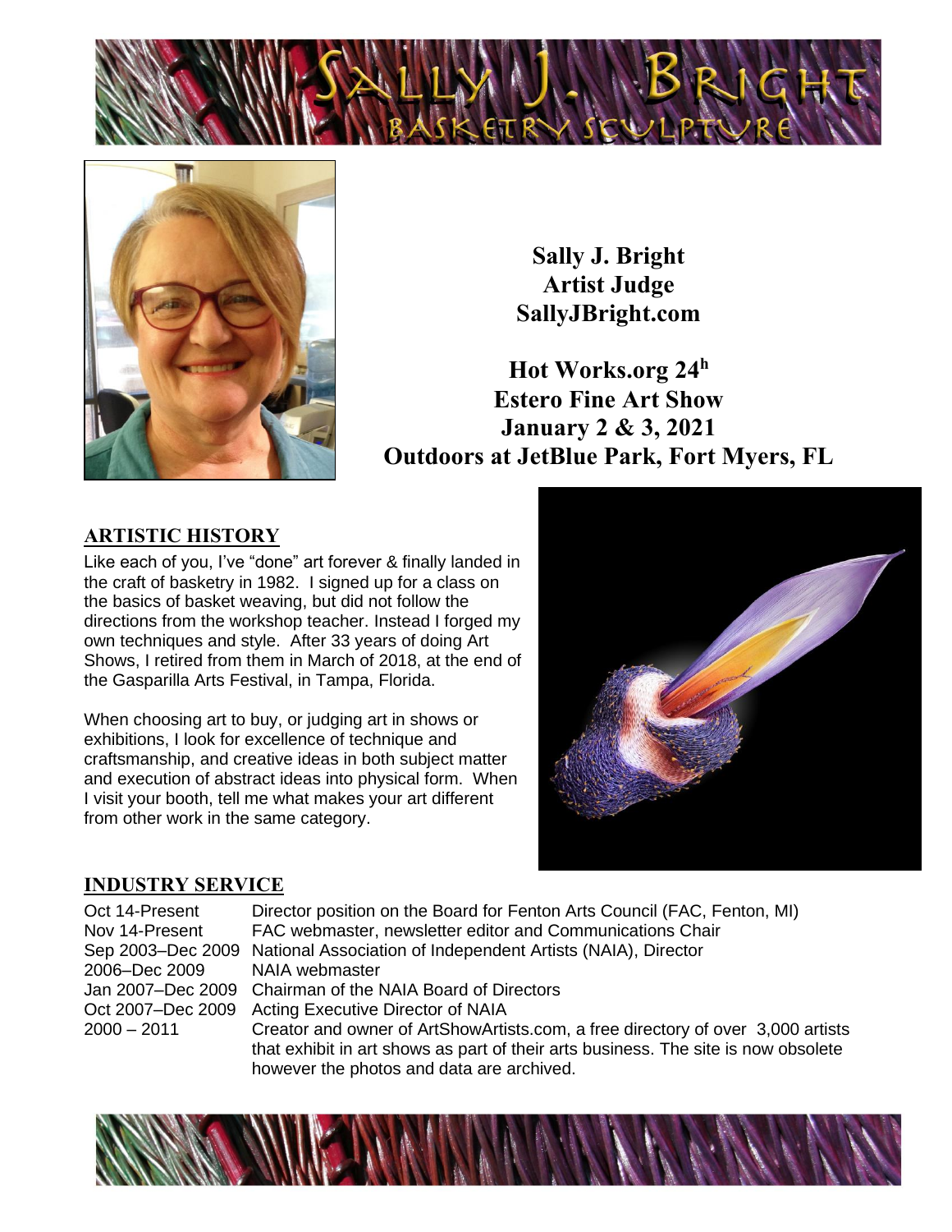# SALLY J. BRIGHT
## BASKETRY SCULPTURE

**Sally J. Bright**
**Artist Judge**
**SallyJBright.com**

**Hot Works.org 24h**
**Estero Fine Art Show**
**January 2 & 3, 2021**
**Outdoors at JetBlue Park, Fort Myers, FL**

## ARTISTIC HISTORY

Like each of you, I've "done" art forever & finally landed in the craft of basketry in 1982. I signed up for a class on the basics of basket weaving, but did not follow the directions from the workshop teacher. Instead I forged my own techniques and style. After 33 years of doing Art Shows, I retired from them in March of 2018, at the end of the Gasparilla Arts Festival, in Tampa, Florida.

When choosing art to buy, or judging art in shows or exhibitions, I look for excellence of technique and craftsmanship, and creative ideas in both subject matter and execution of abstract ideas into physical form. When I visit your booth, tell me what makes your art different from other work in the same category.

## INDUSTRY SERVICE

| | |
|---|---|
| Oct 14-Present | Director position on the Board for Fenton Arts Council (FAC, Fenton, MI) |
| Nov 14-Present | FAC webmaster, newsletter editor and Communications Chair |
| Sep 2003–Dec 2009 | National Association of Independent Artists (NAIA), Director |
| 2006–Dec 2009 | NAIA webmaster |
| Jan 2007–Dec 2009 | Chairman of the NAIA Board of Directors |
| Oct 2007–Dec 2009 | Acting Executive Director of NAIA |
| 2000 – 2011 | Creator and owner of ArtShowArtists.com, a free directory of over 3,000 artists that exhibit in art shows as part of their arts business. The site is now obsolete however the photos and data are archived. |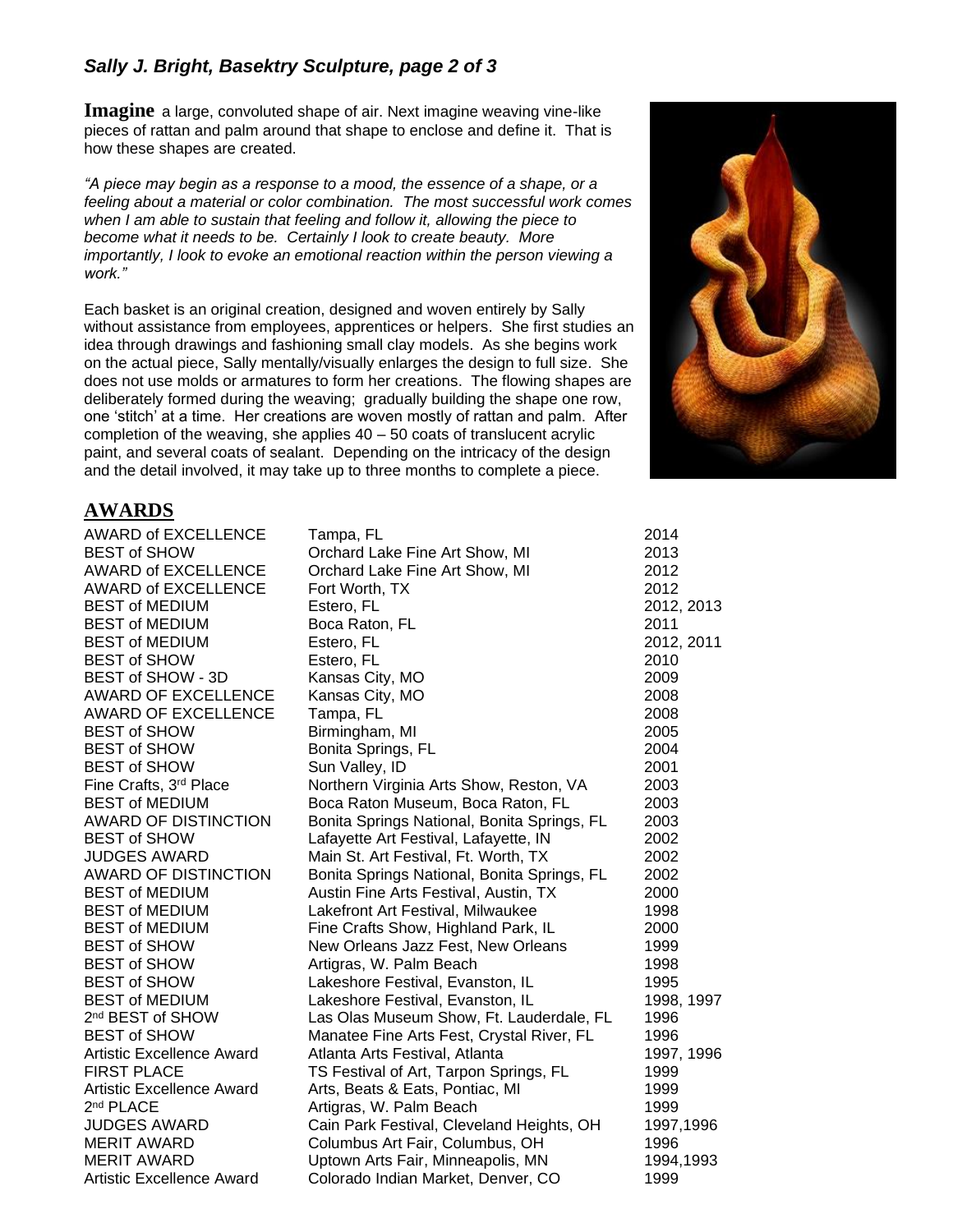**Imagine** a large, convoluted shape of air. Next imagine weaving vine-like pieces of rattan and palm around that shape to enclose and define it. That is how these shapes are created.

*"A piece may begin as a response to a mood, the essence of a shape, or a feeling about a material or color combination. The most successful work comes when I am able to sustain that feeling and follow it, allowing the piece to become what it needs to be. Certainly I look to create beauty. More importantly, I look to evoke an emotional reaction within the person viewing a work."*

Each basket is an original creation, designed and woven entirely by Sally without assistance from employees, apprentices or helpers. She first studies an idea through drawings and fashioning small clay models. As she begins work on the actual piece, Sally mentally/visually enlarges the design to full size. She does not use molds or armatures to form her creations. The flowing shapes are deliberately formed during the weaving; gradually building the shape one row, one 'stitch' at a time. Her creations are woven mostly of rattan and palm. After completion of the weaving, she applies 40 – 50 coats of translucent acrylic paint, and several coats of sealant. Depending on the intricacy of the design and the detail involved, it may take up to three months to complete a piece.

## AWARDS

| | | |
|---|---|---|
| AWARD of EXCELLENCE | Tampa, FL | 2014 |
| BEST of SHOW | Orchard Lake Fine Art Show, MI | 2013 |
| AWARD of EXCELLENCE | Orchard Lake Fine Art Show, MI | 2012 |
| AWARD of EXCELLENCE | Fort Worth, TX | 2012 |
| BEST of MEDIUM | Estero, FL | 2012, 2013 |
| BEST of MEDIUM | Boca Raton, FL | 2011 |
| BEST of MEDIUM | Estero, FL | 2012, 2011 |
| BEST of SHOW | Estero, FL | 2010 |
| BEST of SHOW - 3D | Kansas City, MO | 2009 |
| AWARD OF EXCELLENCE | Kansas City, MO | 2008 |
| AWARD OF EXCELLENCE | Tampa, FL | 2008 |
| BEST of SHOW | Birmingham, MI | 2005 |
| BEST of SHOW | Bonita Springs, FL | 2004 |
| BEST of SHOW | Sun Valley, ID | 2001 |
| Fine Crafts, 3rd Place | Northern Virginia Arts Show, Reston, VA | 2003 |
| BEST of MEDIUM | Boca Raton Museum, Boca Raton, FL | 2003 |
| AWARD OF DISTINCTION | Bonita Springs National, Bonita Springs, FL | 2003 |
| BEST of SHOW | Lafayette Art Festival, Lafayette, IN | 2002 |
| JUDGES AWARD | Main St. Art Festival, Ft. Worth, TX | 2002 |
| AWARD OF DISTINCTION | Bonita Springs National, Bonita Springs, FL | 2002 |
| BEST of MEDIUM | Austin Fine Arts Festival, Austin, TX | 2000 |
| BEST of MEDIUM | Lakefront Art Festival, Milwaukee | 1998 |
| BEST of MEDIUM | Fine Crafts Show, Highland Park, IL | 2000 |
| BEST of SHOW | New Orleans Jazz Fest, New Orleans | 1999 |
| BEST of SHOW | Artigras, W. Palm Beach | 1998 |
| BEST of SHOW | Lakeshore Festival, Evanston, IL | 1995 |
| BEST of MEDIUM | Lakeshore Festival, Evanston, IL | 1998, 1997 |
| 2nd BEST of SHOW | Las Olas Museum Show, Ft. Lauderdale, FL | 1996 |
| BEST of SHOW | Manatee Fine Arts Fest, Crystal River, FL | 1996 |
| Artistic Excellence Award | Atlanta Arts Festival, Atlanta | 1997, 1996 |
| FIRST PLACE | TS Festival of Art, Tarpon Springs, FL | 1999 |
| Artistic Excellence Award | Arts, Beats & Eats, Pontiac, MI | 1999 |
| 2nd PLACE | Artigras, W. Palm Beach | 1999 |
| JUDGES AWARD | Cain Park Festival, Cleveland Heights, OH | 1997,1996 |
| MERIT AWARD | Columbus Art Fair, Columbus, OH | 1996 |
| MERIT AWARD | Uptown Arts Fair, Minneapolis, MN | 1994,1993 |
| Artistic Excellence Award | Colorado Indian Market, Denver, CO | 1999 |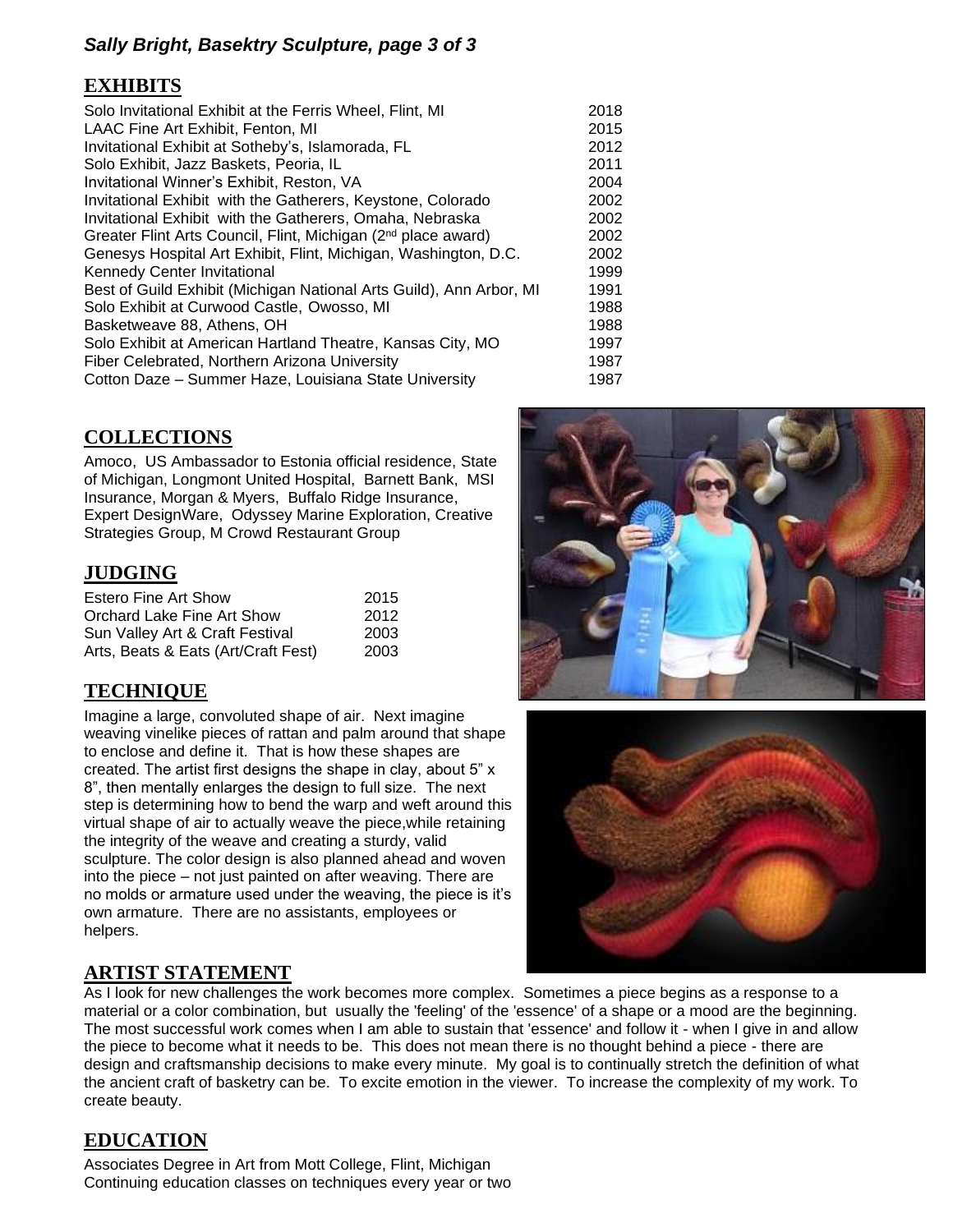## EXHIBITS

| | |
|---|---|
| Solo Invitational Exhibit at the Ferris Wheel, Flint, MI | 2018 |
| LAAC Fine Art Exhibit, Fenton, MI | 2015 |
| Invitational Exhibit at Sotheby's, Islamorada, FL | 2012 |
| Solo Exhibit, Jazz Baskets, Peoria, IL | 2011 |
| Invitational Winner's Exhibit, Reston, VA | 2004 |
| Invitational Exhibit with the Gatherers, Keystone, Colorado | 2002 |
| Invitational Exhibit with the Gatherers, Omaha, Nebraska | 2002 |
| Greater Flint Arts Council, Flint, Michigan (2nd place award) | 2002 |
| Genesys Hospital Art Exhibit, Flint, Michigan, Washington, D.C. | 2002 |
| Kennedy Center Invitational | 1999 |
| Best of Guild Exhibit (Michigan National Arts Guild), Ann Arbor, MI | 1991 |
| Solo Exhibit at Curwood Castle, Owosso, MI | 1988 |
| Basketweave 88, Athens, OH | 1988 |
| Solo Exhibit at American Hartland Theatre, Kansas City, MO | 1997 |
| Fiber Celebrated, Northern Arizona University | 1987 |
| Cotton Daze – Summer Haze, Louisiana State University | 1987 |

## COLLECTIONS

Amoco, US Ambassador to Estonia official residence, State of Michigan, Longmont United Hospital, Barnett Bank, MSI Insurance, Morgan & Myers, Buffalo Ridge Insurance, Expert DesignWare, Odyssey Marine Exploration, Creative Strategies Group, M Crowd Restaurant Group

## JUDGING

| | |
|---|---|
| Estero Fine Art Show | 2015 |
| Orchard Lake Fine Art Show | 2012 |
| Sun Valley Art & Craft Festival | 2003 |
| Arts, Beats & Eats (Art/Craft Fest) | 2003 |

## TECHNIQUE

Imagine a large, convoluted shape of air. Next imagine weaving vinelike pieces of rattan and palm around that shape to enclose and define it. That is how these shapes are created. The artist first designs the shape in clay, about 5" x 8", then mentally enlarges the design to full size. The next step is determining how to bend the warp and weft around this virtual shape of air to actually weave the piece,while retaining the integrity of the weave and creating a sturdy, valid sculpture. The color design is also planned ahead and woven into the piece – not just painted on after weaving. There are no molds or armature used under the weaving, the piece is it's own armature. There are no assistants, employees or helpers.

## ARTIST STATEMENT

As I look for new challenges the work becomes more complex. Sometimes a piece begins as a response to a material or a color combination, but usually the 'feeling' of the 'essence' of a shape or a mood are the beginning. The most successful work comes when I am able to sustain that 'essence' and follow it - when I give in and allow the piece to become what it needs to be. This does not mean there is no thought behind a piece - there are design and craftsmanship decisions to make every minute. My goal is to continually stretch the definition of what the ancient craft of basketry can be. To excite emotion in the viewer. To increase the complexity of my work. To create beauty.

## EDUCATION

Associates Degree in Art from Mott College, Flint, Michigan
Continuing education classes on techniques every year or two